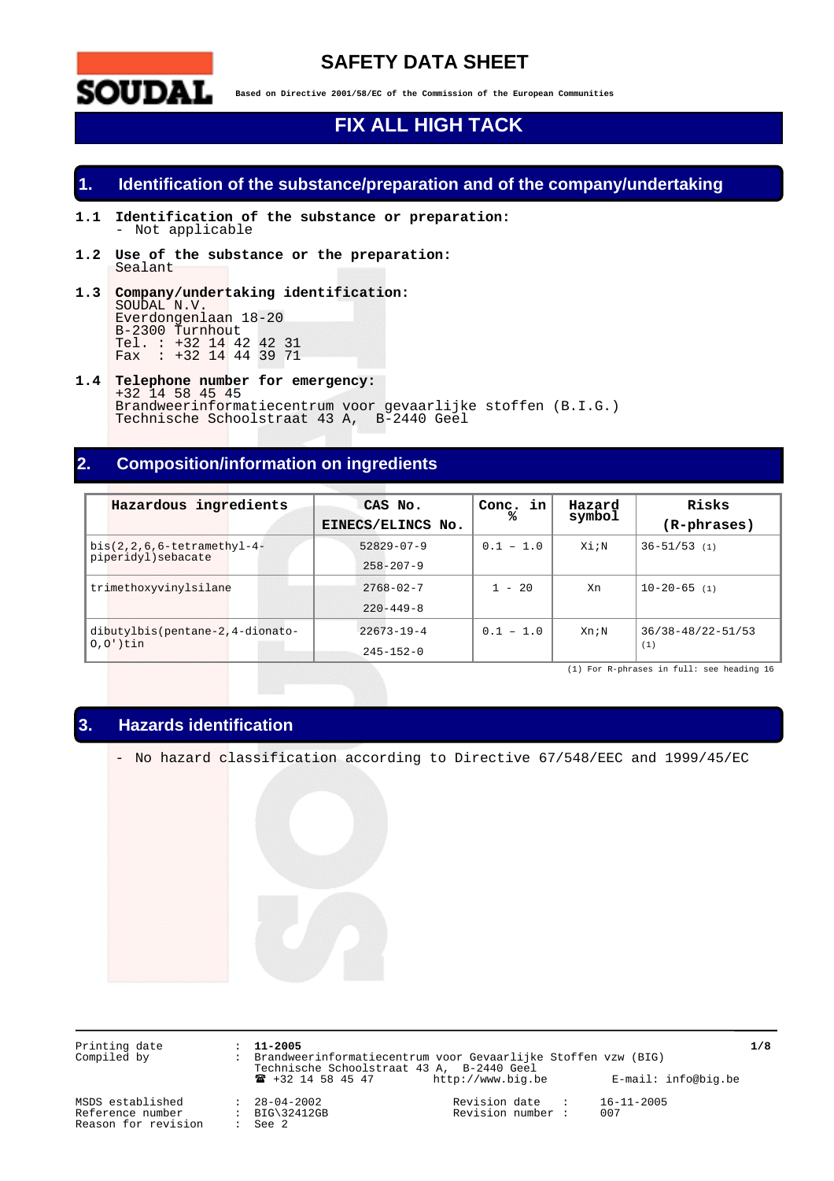# SAFETY DATA SHEET

**Based on Directive 2001/58/EC of the Commission of the European Communities**

# FIX ALL HIGH TACK

## 1. Identification of the substance/preparation and of the company/undertaking

**1.1 Identification of the substance or preparation:**
- Not applicable

**1.2 Use of the substance or the preparation:**
Sealant

**1.3 Company/undertaking identification:**
SOUDAL N.V.
Everdongenlaan 18-20
B-2300 Turnhout
Tel. : +32 14 42 42 31
Fax : +32 14 44 39 71

**1.4 Telephone number for emergency:**
+32 14 58 45 45
Brandweerinformatiecentrum voor gevaarlijke stoffen (B.I.G.)
Technische Schoolstraat 43 A, B-2440 Geel

## 2. Composition/information on ingredients

| Hazardous ingredients | CAS No. EINECS/ELINCS No. | Conc. in % | Hazard symbol | Risks (R-phrases) |
|---|---|---|---|---|
| bis(2,2,6,6-tetramethyl-4-piperidyl)sebacate | 52829-07-9 258-207-9 | 0.1 – 1.0 | Xi;N | 36-51/53 (1) |
| trimethoxyvinylsilane | 2768-02-7 220-449-8 | 1 - 20 | Xn | 10-20-65 (1) |
| dibutylbis(pentane-2,4-dionato-O,O')tin | 22673-19-4 245-152-0 | 0.1 – 1.0 | Xn;N | 36/38-48/22-51/53 (1) |

(1) For R-phrases in full: see heading 16

## 3. Hazards identification

- No hazard classification according to Directive 67/548/EEC and 1999/45/EC

Printing date : **11-2005**
Compiled by : Brandweerinformatiecentrum voor Gevaarlijke Stoffen vzw (BIG)
Technische Schoolstraat 43 A, B-2440 Geel
☎ +32 14 58 45 47 http://www.big.be E-mail: info@big.be

MSDS established : 28-04-2002
Reference number : BIG\32412GB
Reason for revision : See 2
Revision date : 16-11-2005
Revision number : 007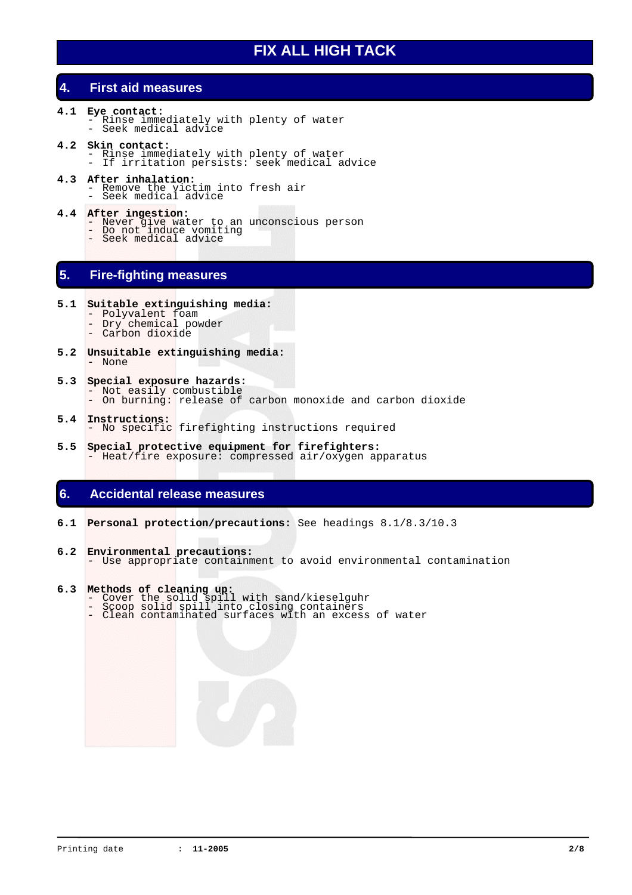# FIX ALL HIGH TACK

## 4. First aid measures

**4.1 Eye contact:**
- Rinse immediately with plenty of water
- Seek medical advice

**4.2 Skin contact:**
- Rinse immediately with plenty of water
- If irritation persists: seek medical advice

**4.3 After inhalation:**
- Remove the victim into fresh air
- Seek medical advice

**4.4 After ingestion:**
- Never give water to an unconscious person
- Do not induce vomiting
- Seek medical advice

## 5. Fire-fighting measures

**5.1 Suitable extinguishing media:**
- Polyvalent foam
- Dry chemical powder
- Carbon dioxide

**5.2 Unsuitable extinguishing media:**
- None

**5.3 Special exposure hazards:**
- Not easily combustible
- On burning: release of carbon monoxide and carbon dioxide

**5.4 Instructions:**
- No specific firefighting instructions required

**5.5 Special protective equipment for firefighters:**
- Heat/fire exposure: compressed air/oxygen apparatus

## 6. Accidental release measures

**6.1 Personal protection/precautions:** See headings 8.1/8.3/10.3

**6.2 Environmental precautions:**
- Use appropriate containment to avoid environmental contamination

**6.3 Methods of cleaning up:**
- Cover the solid spill with sand/kieselguhr
- Scoop solid spill into closing containers
- Clean contaminated surfaces with an excess of water

Printing date : **11-2005**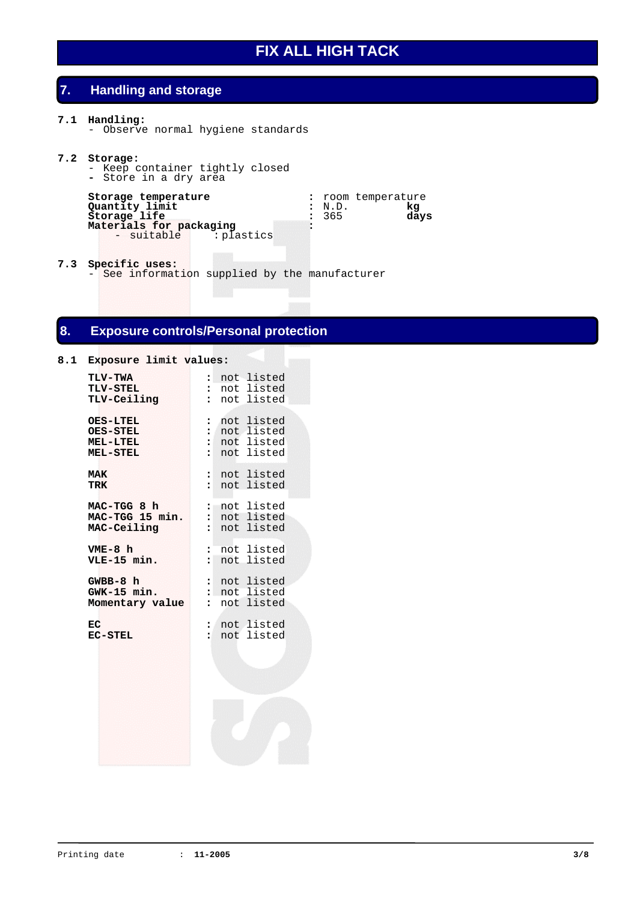# FIX ALL HIGH TACK

## 7. Handling and storage

**7.1 Handling:**
- Observe normal hygiene standards

**7.2 Storage:**
- Keep container tightly closed
- Store in a dry area

| | | | |
|---|---|---|---|
| **Storage temperature** | : | room temperature | |
| **Quantity limit** | : | N.D. | **kg** |
| **Storage life** | : | 365 | **days** |
| **Materials for packaging** | : | | |
| - suitable | : | plastics | |

**7.3 Specific uses:**
- See information supplied by the manufacturer

## 8. Exposure controls/Personal protection

**8.1 Exposure limit values:**

| | | |
|---|---|---|
| **TLV-TWA** | : | not listed |
| **TLV-STEL** | : | not listed |
| **TLV-Ceiling** | : | not listed |
| **OES-LTEL** | : | not listed |
| **OES-STEL** | : | not listed |
| **MEL-LTEL** | : | not listed |
| **MEL-STEL** | : | not listed |
| **MAK** | : | not listed |
| **TRK** | : | not listed |
| **MAC-TGG 8 h** | : | not listed |
| **MAC-TGG 15 min.** | : | not listed |
| **MAC-Ceiling** | : | not listed |
| **VME-8 h** | : | not listed |
| **VLE-15 min.** | : | not listed |
| **GWBB-8 h** | : | not listed |
| **GWK-15 min.** | : | not listed |
| **Momentary value** | : | not listed |
| **EC** | : | not listed |
| **EC-STEL** | : | not listed |

Printing date : **11-2005**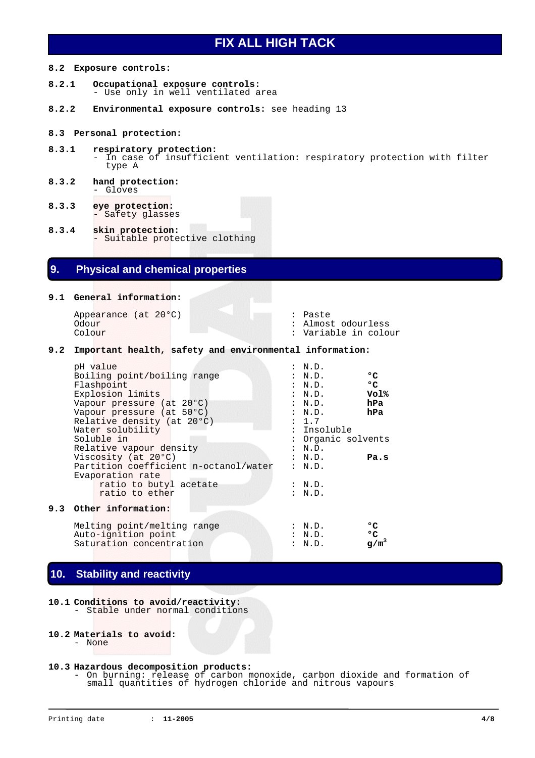# FIX ALL HIGH TACK

**8.2 Exposure controls:**

**8.2.1 Occupational exposure controls:**
- Use only in well ventilated area

**8.2.2 Environmental exposure controls:** see heading 13

**8.3 Personal protection:**

**8.3.1 respiratory protection:**
- In case of insufficient ventilation: respiratory protection with filter type A

**8.3.2 hand protection:**
- Gloves

**8.3.3 eye protection:**
- Safety glasses

**8.3.4 skin protection:**
- Suitable protective clothing

## 9. Physical and chemical properties

**9.1 General information:**

| | | |
|---|---|---|
| Appearance (at 20°C) | : Paste | |
| Odour | : Almost odourless | |
| Colour | : Variable in colour | |

**9.2 Important health, safety and environmental information:**

| | | |
|---|---|---|
| pH value | : N.D. | |
| Boiling point/boiling range | : N.D. | **°C** |
| Flashpoint | : N.D. | **°C** |
| Explosion limits | : N.D. | **Vol%** |
| Vapour pressure (at 20°C) | : N.D. | **hPa** |
| Vapour pressure (at 50°C) | : N.D. | **hPa** |
| Relative density (at 20°C) | : 1.7 | |
| Water solubility | : Insoluble | |
| Soluble in | : Organic solvents | |
| Relative vapour density | : N.D. | |
| Viscosity (at 20°C) | : N.D. | **Pa.s** |
| Partition coefficient n-octanol/water | : N.D. | |
| Evaporation rate | | |
| ratio to butyl acetate | : N.D. | |
| ratio to ether | : N.D. | |

**9.3 Other information:**

| | | |
|---|---|---|
| Melting point/melting range | : N.D. | **°C** |
| Auto-ignition point | : N.D. | **°C** |
| Saturation concentration | : N.D. | **$g/m^3$** |

## 10. Stability and reactivity

**10.1 Conditions to avoid/reactivity:**
- Stable under normal conditions

**10.2 Materials to avoid:**
- None

**10.3 Hazardous decomposition products:**
- On burning: release of carbon monoxide, carbon dioxide and formation of small quantities of hydrogen chloride and nitrous vapours

Printing date : **11-2005**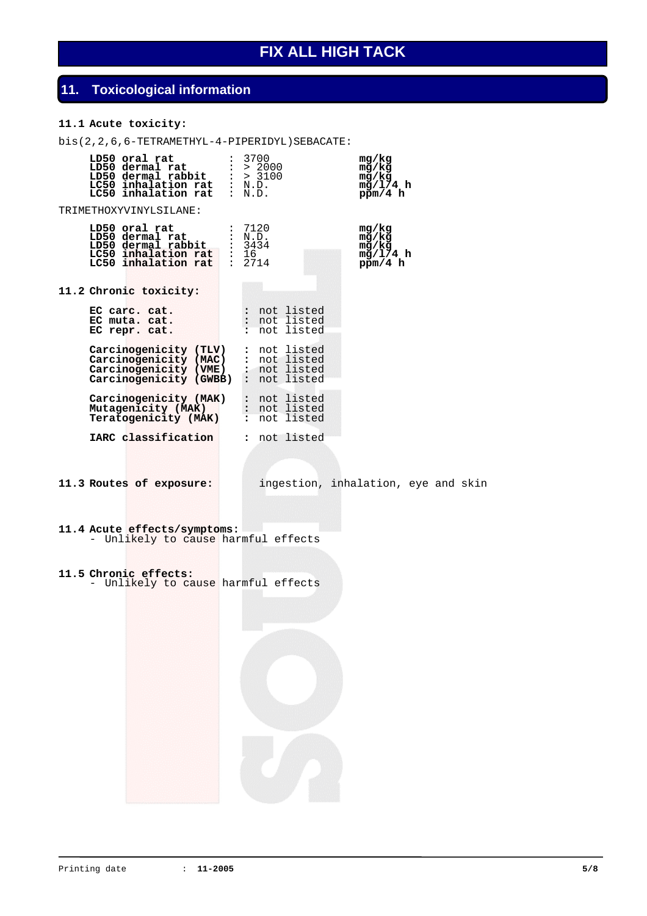# FIX ALL HIGH TACK

## 11. Toxicological information

### 11.1 Acute toxicity:

bis(2,2,6,6-TETRAMETHYL-4-PIPERIDYL)SEBACATE:

| | | |
|---|---|---|
| **LD50 oral rat** | : 3700 | **mg/kg** |
| **LD50 dermal rat** | : > 2000 | **mg/kg** |
| **LD50 dermal rabbit** | : > 3100 | **mg/kg** |
| **LC50 inhalation rat** | : N.D. | **mg/l/4 h** |
| **LC50 inhalation rat** | : N.D. | **ppm/4 h** |

TRIMETHOXYVINYLSILANE:

| | | |
|---|---|---|
| **LD50 oral rat** | : 7120 | **mg/kg** |
| **LD50 dermal rat** | : N.D. | **mg/kg** |
| **LD50 dermal rabbit** | : 3434 | **mg/kg** |
| **LC50 inhalation rat** | : 16 | **mg/l/4 h** |
| **LC50 inhalation rat** | : 2714 | **ppm/4 h** |

### 11.2 Chronic toxicity:

| | |
|---|---|
| **EC carc. cat.** | : not listed |
| **EC muta. cat.** | : not listed |
| **EC repr. cat.** | : not listed |
| **Carcinogenicity (TLV)** | : not listed |
| **Carcinogenicity (MAC)** | : not listed |
| **Carcinogenicity (VME)** | : not listed |
| **Carcinogenicity (GWBB)** | : not listed |
| **Carcinogenicity (MAK)** | : not listed |
| **Mutagenicity (MAK)** | : not listed |
| **Teratogenicity (MAK)** | : not listed |
| **IARC classification** | : not listed |

**11.3 Routes of exposure:** ingestion, inhalation, eye and skin

**11.4 Acute effects/symptoms:**
- Unlikely to cause harmful effects

**11.5 Chronic effects:**
- Unlikely to cause harmful effects

Printing date : **11-2005**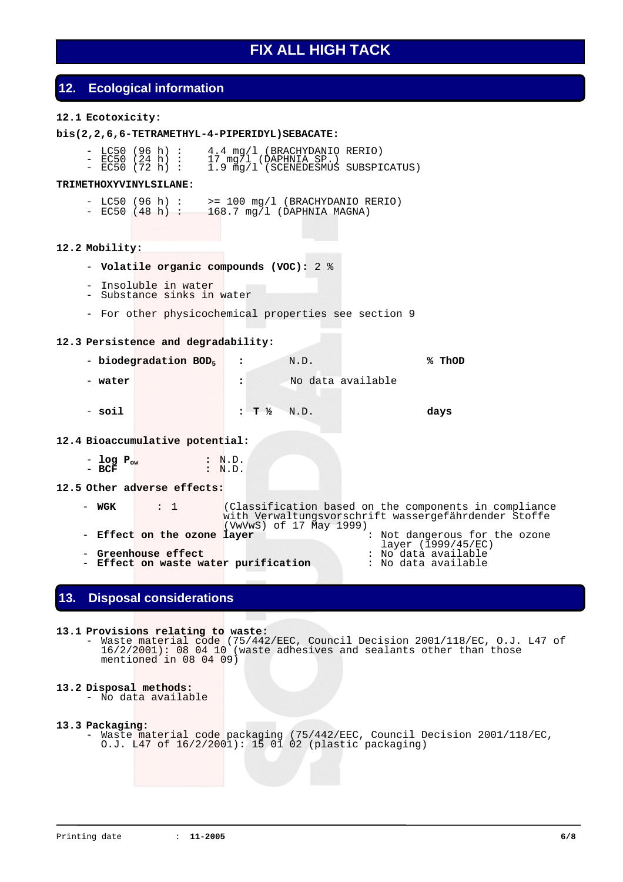# FIX ALL HIGH TACK

## 12. Ecological information

**12.1 Ecotoxicity:**

**bis(2,2,6,6-TETRAMETHYL-4-PIPERIDYL)SEBACATE:**

- LC50 (96 h) : 4.4 mg/l (BRACHYDANIO RERIO)
- EC50 (24 h) : 17 mg/l (DAPHNIA SP.)
- EC50 (72 h) : 1.9 mg/l (SCENEDESMUS SUBSPICATUS)

**TRIMETHOXYVINYLSILANE:**

- LC50 (96 h) : >= 100 mg/l (BRACHYDANIO RERIO)
- EC50 (48 h) : 168.7 mg/l (DAPHNIA MAGNA)

**12.2 Mobility:**

- **Volatile organic compounds (VOC):** 2 %
- Insoluble in water
- Substance sinks in water
- For other physicochemical properties see section 9

**12.3 Persistence and degradability:**

- **biodegradation $BOD_5$** : N.D. **% ThOD**
- **water** : No data available
- **soil** : **T ½** N.D. **days**

**12.4 Bioaccumulative potential:**

- **log $P_{ow}$** : N.D.
- **BCF** : N.D.

**12.5 Other adverse effects:**

- **WGK** : 1 (Classification based on the components in compliance with Verwaltungsvorschrift wassergefährdender Stoffe (VwVwS) of 17 May 1999)
- **Effect on the ozone layer** : Not dangerous for the ozone layer (1999/45/EC)
- **Greenhouse effect** : No data available
- **Effect on waste water purification** : No data available

## 13. Disposal considerations

**13.1 Provisions relating to waste:**
- Waste material code (75/442/EEC, Council Decision 2001/118/EC, O.J. L47 of 16/2/2001): 08 04 10 (waste adhesives and sealants other than those mentioned in 08 04 09)

**13.2 Disposal methods:**
- No data available

**13.3 Packaging:**
- Waste material code packaging (75/442/EEC, Council Decision 2001/118/EC, O.J. L47 of 16/2/2001): 15 01 02 (plastic packaging)

Printing date : **11-2005**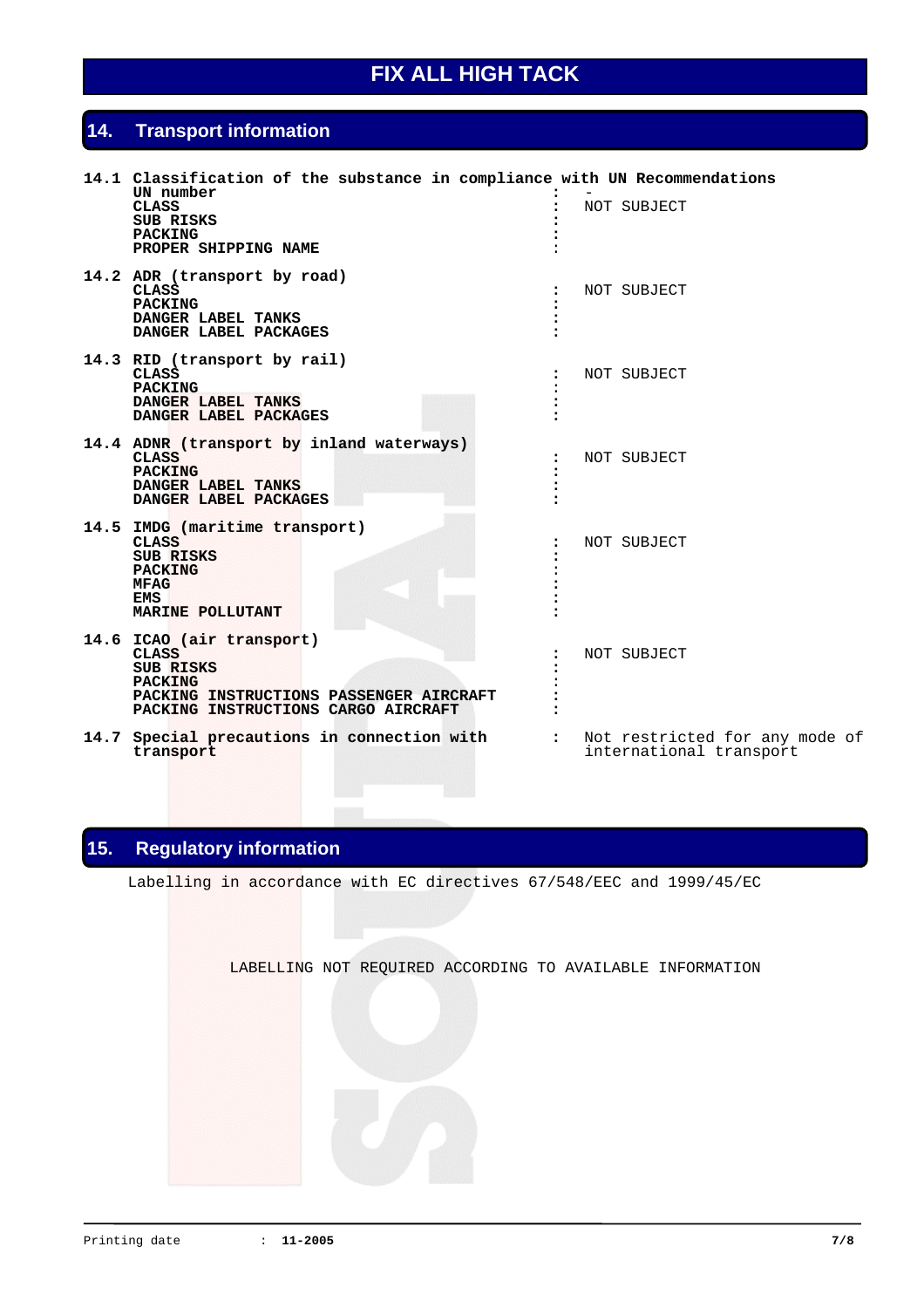## 14. Transport information

**14.1 Classification of the substance in compliance with UN Recommendations**

| | | |
|---|---|---|
| **UN number** | : | - |
| **CLASS** | : | NOT SUBJECT |
| **SUB RISKS** | : | |
| **PACKING** | : | |
| **PROPER SHIPPING NAME** | : | |

**14.2 ADR (transport by road)**

| | | |
|---|---|---|
| **CLASS** | : | NOT SUBJECT |
| **PACKING** | : | |
| **DANGER LABEL TANKS** | : | |
| **DANGER LABEL PACKAGES** | : | |

**14.3 RID (transport by rail)**

| | | |
|---|---|---|
| **CLASS** | : | NOT SUBJECT |
| **PACKING** | : | |
| **DANGER LABEL TANKS** | : | |
| **DANGER LABEL PACKAGES** | : | |

**14.4 ADNR (transport by inland waterways)**

| | | |
|---|---|---|
| **CLASS** | : | NOT SUBJECT |
| **PACKING** | : | |
| **DANGER LABEL TANKS** | : | |
| **DANGER LABEL PACKAGES** | : | |

**14.5 IMDG (maritime transport)**

| | | |
|---|---|---|
| **CLASS** | : | NOT SUBJECT |
| **SUB RISKS** | : | |
| **PACKING** | : | |
| **MFAG** | : | |
| **EMS** | : | |
| **MARINE POLLUTANT** | : | |

**14.6 ICAO (air transport)**

| | | |
|---|---|---|
| **CLASS** | : | NOT SUBJECT |
| **SUB RISKS** | : | |
| **PACKING** | : | |
| **PACKING INSTRUCTIONS PASSENGER AIRCRAFT** | : | |
| **PACKING INSTRUCTIONS CARGO AIRCRAFT** | : | |

**14.7 Special precautions in connection with transport** : Not restricted for any mode of international transport

## 15. Regulatory information

Labelling in accordance with EC directives 67/548/EEC and 1999/45/EC

LABELLING NOT REQUIRED ACCORDING TO AVAILABLE INFORMATION

Printing date : **11-2005**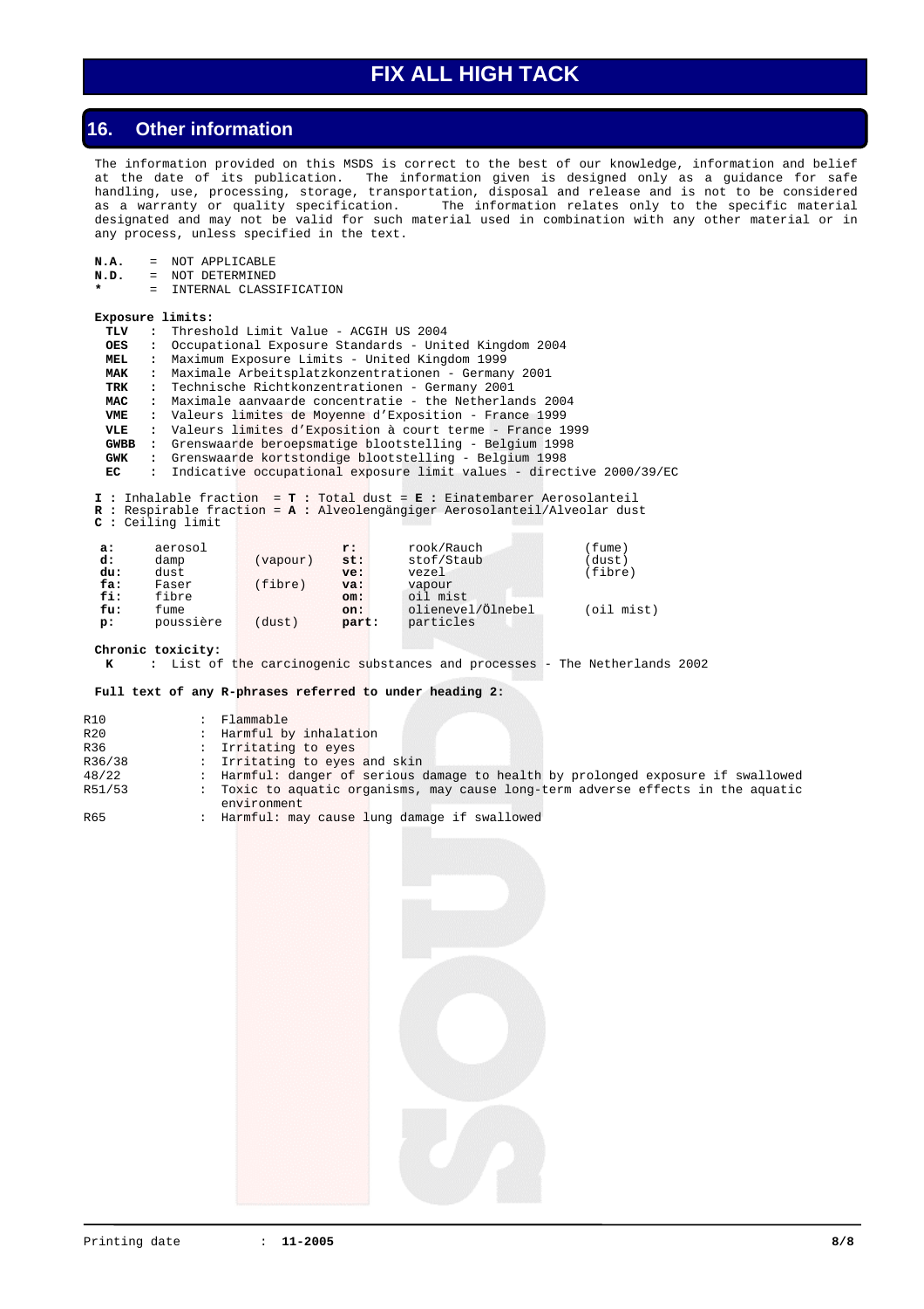## 16. Other information

The information provided on this MSDS is correct to the best of our knowledge, information and belief at the date of its publication. The information given is designed only as a guidance for safe handling, use, processing, storage, transportation, disposal and release and is not to be considered as a warranty or quality specification. The information relates only to the specific material designated and may not be valid for such material used in combination with any other material or in any process, unless specified in the text.

**N.A.** = NOT APPLICABLE
**N.D.** = NOT DETERMINED
**\*** = INTERNAL CLASSIFICATION

**Exposure limits:**

- **TLV** : Threshold Limit Value - ACGIH US 2004
- **OES** : Occupational Exposure Standards - United Kingdom 2004
- **MEL** : Maximum Exposure Limits - United Kingdom 1999
- **MAK** : Maximale Arbeitsplatzkonzentrationen - Germany 2001
- **TRK** : Technische Richtkonzentrationen - Germany 2001
- **MAC** : Maximale aanvaarde concentratie - the Netherlands 2004
- **VME** : Valeurs limites de Moyenne d'Exposition - France 1999
- **VLE** : Valeurs limites d'Exposition à court terme - France 1999
- **GWBB** : Grenswaarde beroepsmatige blootstelling - Belgium 1998
- **GWK** : Grenswaarde kortstondige blootstelling - Belgium 1998
- **EC** : Indicative occupational exposure limit values - directive 2000/39/EC

**I** : Inhalable fraction = **T** : Total dust = **E** : Einatembarer Aerosolanteil
**R** : Respirable fraction = **A** : Alveolengängiger Aerosolanteil/Alveolar dust
**C** : Ceiling limit

| | | | | | |
|---|---|---|---|---|---|
| **a:** | aerosol | | **r:** | rook/Rauch | (fume) |
| **d:** | damp | (vapour) | **st:** | stof/Staub | (dust) |
| **du:** | dust | | **ve:** | vezel | (fibre) |
| **fa:** | Faser | (fibre) | **va:** | vapour | |
| **fi:** | fibre | | **om:** | oil mist | |
| **fu:** | fume | | **on:** | olienevel/Ölnebel | (oil mist) |
| **p:** | poussière | (dust) | **part:** | particles | |

**Chronic toxicity:**

- **K** : List of the carcinogenic substances and processes - The Netherlands 2002

**Full text of any R-phrases referred to under heading 2:**

| | |
|---|---|
| R10 | : Flammable |
| R20 | : Harmful by inhalation |
| R36 | : Irritating to eyes |
| R36/38 | : Irritating to eyes and skin |
| 48/22 | : Harmful: danger of serious damage to health by prolonged exposure if swallowed |
| R51/53 | : Toxic to aquatic organisms, may cause long-term adverse effects in the aquatic environment |
| R65 | : Harmful: may cause lung damage if swallowed |

Printing date : **11-2005**